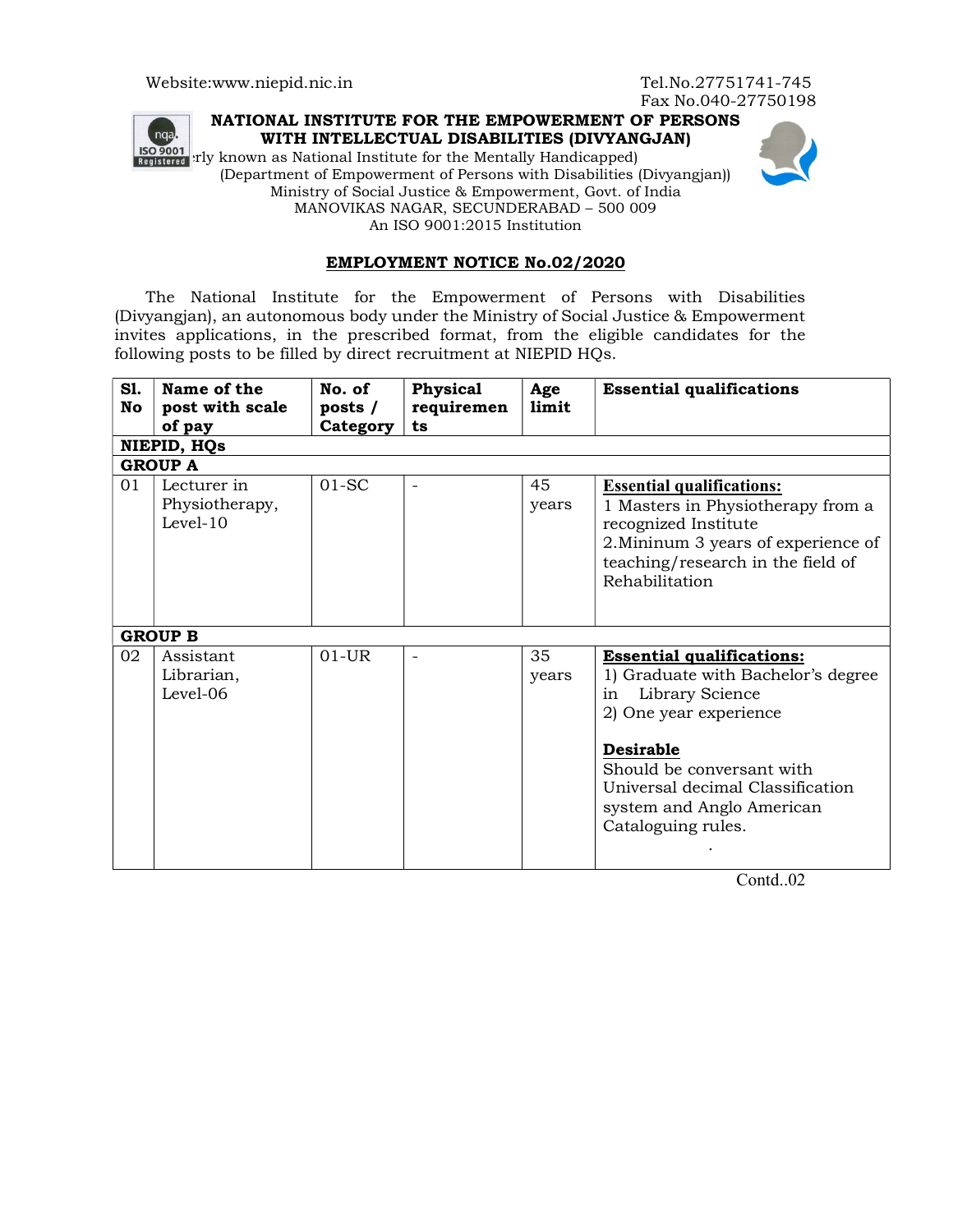Website:www.niepid.nic.in

Tel.No.27751741-745
Fax No.040-27750198

# NATIONAL INSTITUTE FOR THE EMPOWERMENT OF PERSONS WITH INTELLECTUAL DISABILITIES (DIVYANGJAN)

(Formerly known as National Institute for the Mentally Handicapped)
(Department of Empowerment of Persons with Disabilities (Divyangjan))
Ministry of Social Justice & Empowerment, Govt. of India
MANOVIKAS NAGAR, SECUNDERABAD – 500 009
An ISO 9001:2015 Institution

## EMPLOYMENT NOTICE No.02/2020

The National Institute for the Empowerment of Persons with Disabilities (Divyangjan), an autonomous body under the Ministry of Social Justice & Empowerment invites applications, in the prescribed format, from the eligible candidates for the following posts to be filled by direct recruitment at NIEPID HQs.

| Sl. No | Name of the post with scale of pay | No. of posts / Category | Physical requirements | Age limit | Essential qualifications |
|---|---|---|---|---|---|
| **NIEPID, HQs** | | | | | |
| **GROUP A** | | | | | |
| 01 | Lecturer in Physiotherapy, Level-10 | 01-SC | - | 45 years | **Essential qualifications:**<br>1 Masters in Physiotherapy from a recognized Institute<br>2.Mininum 3 years of experience of teaching/research in the field of Rehabilitation |
| **GROUP B** | | | | | |
| 02 | Assistant Librarian, Level-06 | 01-UR | - | 35 years | **Essential qualifications:**<br>1) Graduate with Bachelor's degree in Library Science<br>2) One year experience<br><br>**Desirable**<br>Should be conversant with Universal decimal Classification system and Anglo American Cataloguing rules. |

Contd..02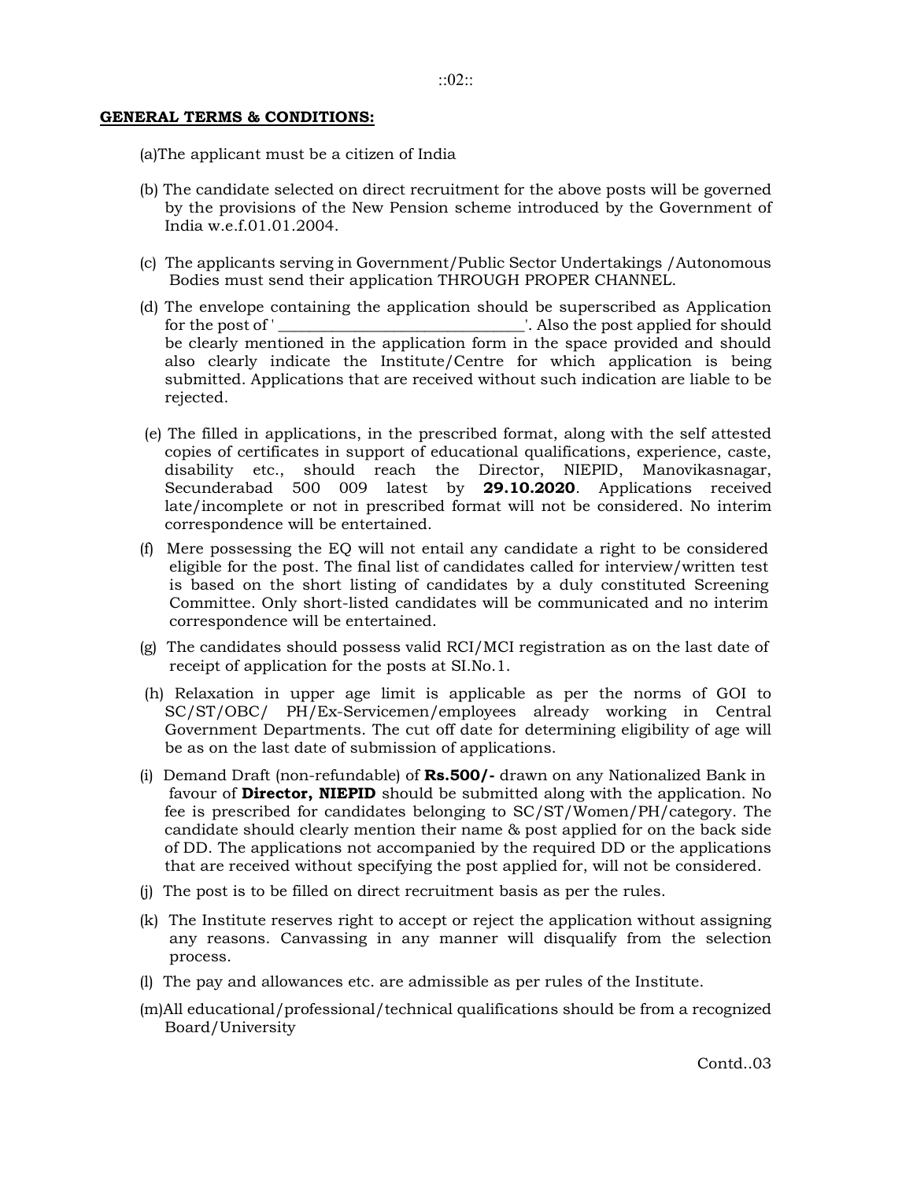**GENERAL TERMS & CONDITIONS:**

(a)The applicant must be a citizen of India

(b) The candidate selected on direct recruitment for the above posts will be governed by the provisions of the New Pension scheme introduced by the Government of India w.e.f.01.01.2004.

(c) The applicants serving in Government/Public Sector Undertakings /Autonomous Bodies must send their application THROUGH PROPER CHANNEL.

(d) The envelope containing the application should be superscribed as Application for the post of ' _______________________________'. Also the post applied for should be clearly mentioned in the application form in the space provided and should also clearly indicate the Institute/Centre for which application is being submitted. Applications that are received without such indication are liable to be rejected.

(e) The filled in applications, in the prescribed format, along with the self attested copies of certificates in support of educational qualifications, experience, caste, disability etc., should reach the Director, NIEPID, Manovikasnagar, Secunderabad 500 009 latest by **29.10.2020**. Applications received late/incomplete or not in prescribed format will not be considered. No interim correspondence will be entertained.

(f) Mere possessing the EQ will not entail any candidate a right to be considered eligible for the post. The final list of candidates called for interview/written test is based on the short listing of candidates by a duly constituted Screening Committee. Only short-listed candidates will be communicated and no interim correspondence will be entertained.

(g) The candidates should possess valid RCI/MCI registration as on the last date of receipt of application for the posts at Sl.No.1.

(h) Relaxation in upper age limit is applicable as per the norms of GOI to SC/ST/OBC/ PH/Ex-Servicemen/employees already working in Central Government Departments. The cut off date for determining eligibility of age will be as on the last date of submission of applications.

(i) Demand Draft (non-refundable) of **Rs.500/-** drawn on any Nationalized Bank in favour of **Director, NIEPID** should be submitted along with the application. No fee is prescribed for candidates belonging to SC/ST/Women/PH/category. The candidate should clearly mention their name & post applied for on the back side of DD. The applications not accompanied by the required DD or the applications that are received without specifying the post applied for, will not be considered.

(j) The post is to be filled on direct recruitment basis as per the rules.

(k) The Institute reserves right to accept or reject the application without assigning any reasons. Canvassing in any manner will disqualify from the selection process.

(l) The pay and allowances etc. are admissible as per rules of the Institute.

(m)All educational/professional/technical qualifications should be from a recognized Board/University

Contd..03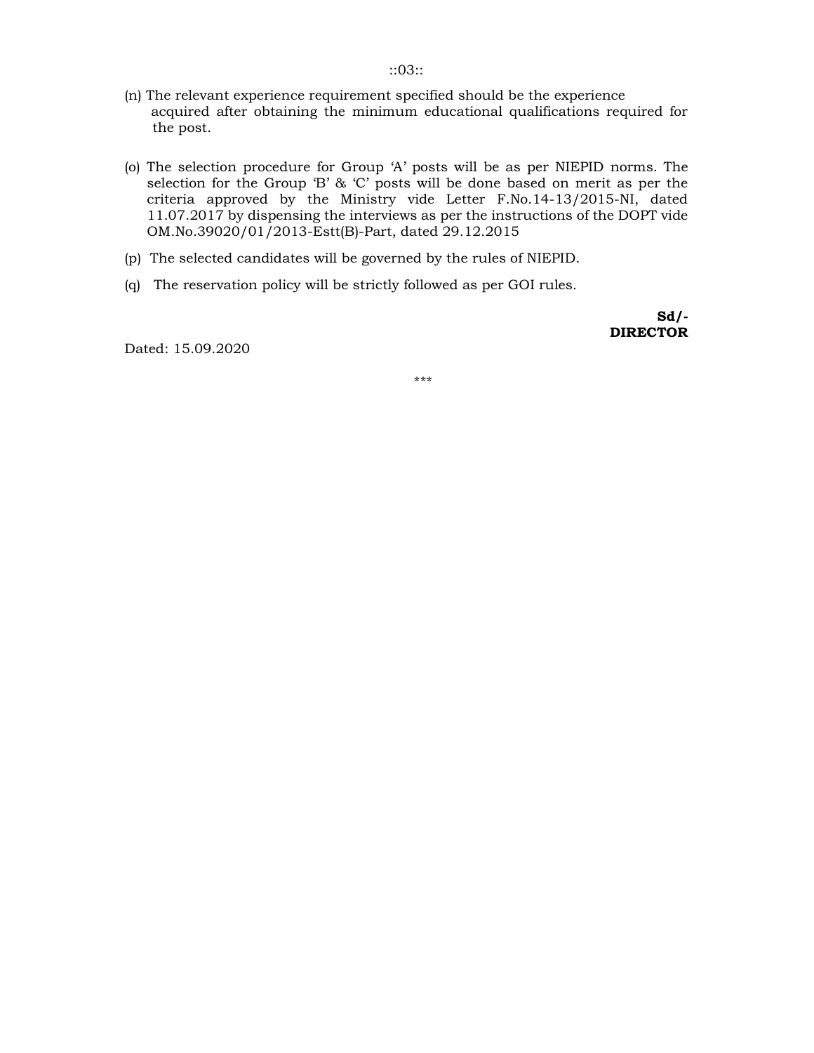(n) The relevant experience requirement specified should be the experience acquired after obtaining the minimum educational qualifications required for the post.

(o) The selection procedure for Group 'A' posts will be as per NIEPID norms. The selection for the Group 'B' & 'C' posts will be done based on merit as per the criteria approved by the Ministry vide Letter F.No.14-13/2015-NI, dated 11.07.2017 by dispensing the interviews as per the instructions of the DOPT vide OM.No.39020/01/2013-Estt(B)-Part, dated 29.12.2015

(p) The selected candidates will be governed by the rules of NIEPID.

(q) The reservation policy will be strictly followed as per GOI rules.

**Sd/-**
**DIRECTOR**

Dated: 15.09.2020

***